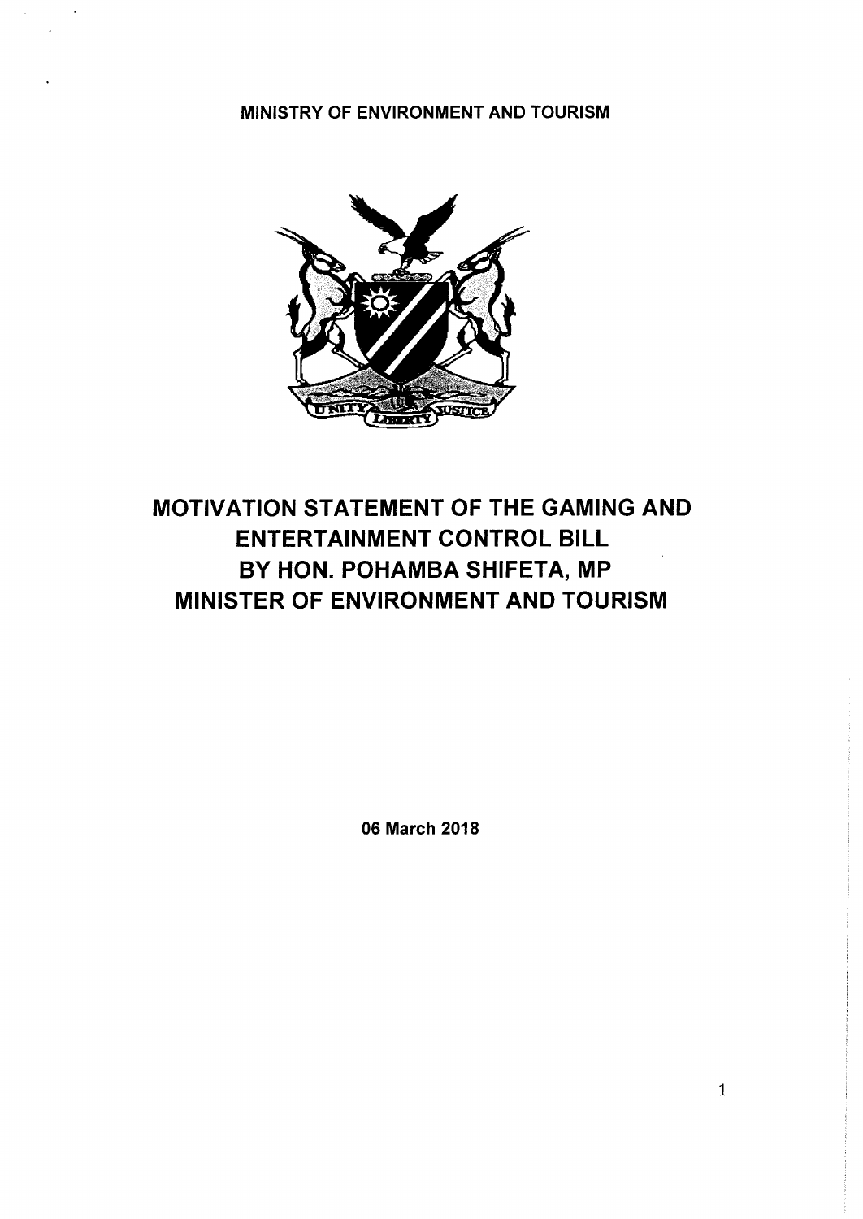MINISTRY OF ENVIRONMENT AND TOURISM

# MOTIVATION STATEMENT OF THE GAMING AND ENTERTAINMENT CONTROL BILL BY HON. POHAMBA SHIFETA, MP MINISTER OF ENVIRONMENT AND TOURISM

06 March 2018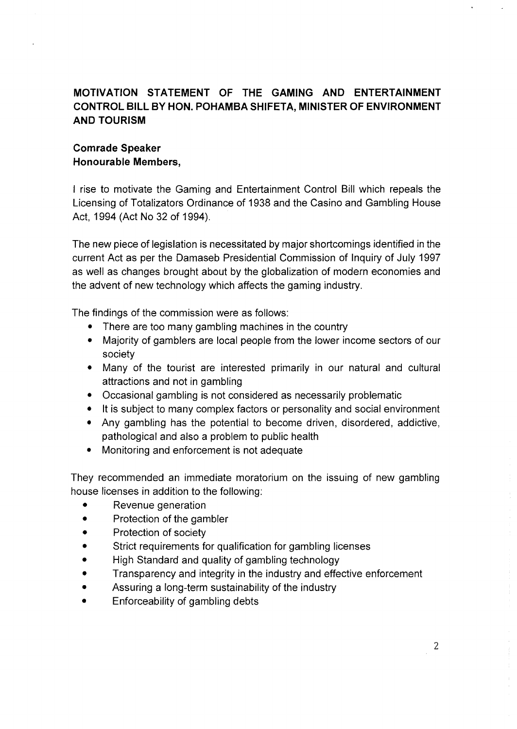**MOTIVATION STATEMENT OF THE GAMING AND ENTERTAINMENT CONTROL BILL BY HON. POHAMBA SHIFETA, MINISTER OF ENVIRONMENT AND TOURISM**

**Comrade Speaker**
**Honourable Members,**

I rise to motivate the Gaming and Entertainment Control Bill which repeals the Licensing of Totalizators Ordinance of 1938 and the Casino and Gambling House Act, 1994 (Act No 32 of 1994).

The new piece of legislation is necessitated by major shortcomings identified in the current Act as per the Damaseb Presidential Commission of Inquiry of July 1997 as well as changes brought about by the globalization of modern economies and the advent of new technology which affects the gaming industry.

The findings of the commission were as follows:

- There are too many gambling machines in the country
- Majority of gamblers are local people from the lower income sectors of our society
- Many of the tourist are interested primarily in our natural and cultural attractions and not in gambling
- Occasional gambling is not considered as necessarily problematic
- It is subject to many complex factors or personality and social environment
- Any gambling has the potential to become driven, disordered, addictive, pathological and also a problem to public health
- Monitoring and enforcement is not adequate

They recommended an immediate moratorium on the issuing of new gambling house licenses in addition to the following:

- Revenue generation
- Protection of the gambler
- Protection of society
- Strict requirements for qualification for gambling licenses
- High Standard and quality of gambling technology
- Transparency and integrity in the industry and effective enforcement
- Assuring a long-term sustainability of the industry
- Enforceability of gambling debts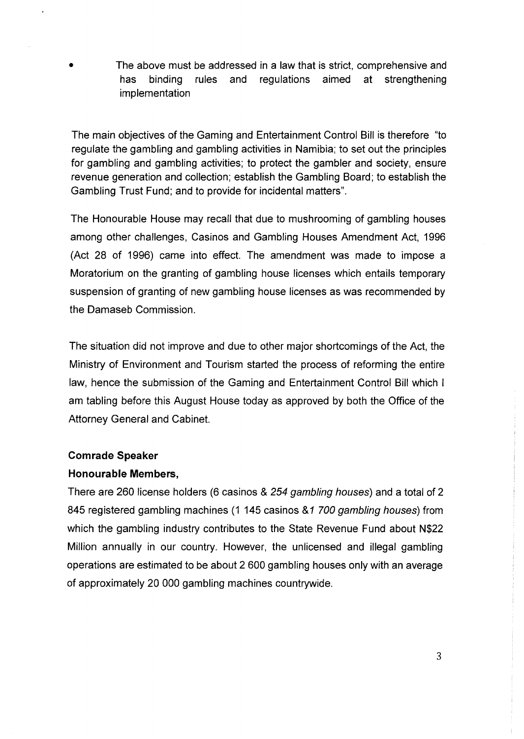- The above must be addressed in a law that is strict, comprehensive and has binding rules and regulations aimed at strengthening implementation

The main objectives of the Gaming and Entertainment Control Bill is therefore "to regulate the gambling and gambling activities in Namibia; to set out the principles for gambling and gambling activities; to protect the gambler and society, ensure revenue generation and collection; establish the Gambling Board; to establish the Gambling Trust Fund; and to provide for incidental matters".

The Honourable House may recall that due to mushrooming of gambling houses among other challenges, Casinos and Gambling Houses Amendment Act, 1996 (Act 28 of 1996) came into effect. The amendment was made to impose a Moratorium on the granting of gambling house licenses which entails temporary suspension of granting of new gambling house licenses as was recommended by the Damaseb Commission.

The situation did not improve and due to other major shortcomings of the Act, the Ministry of Environment and Tourism started the process of reforming the entire law, hence the submission of the Gaming and Entertainment Control Bill which I am tabling before this August House today as approved by both the Office of the Attorney General and Cabinet.

**Comrade Speaker**

**Honourable Members,**

There are 260 license holders (6 casinos & *254 gambling houses*) and a total of 2 845 registered gambling machines (1 145 casinos &*1 700 gambling houses*) from which the gambling industry contributes to the State Revenue Fund about N$22 Million annually in our country. However, the unlicensed and illegal gambling operations are estimated to be about 2 600 gambling houses only with an average of approximately 20 000 gambling machines countrywide.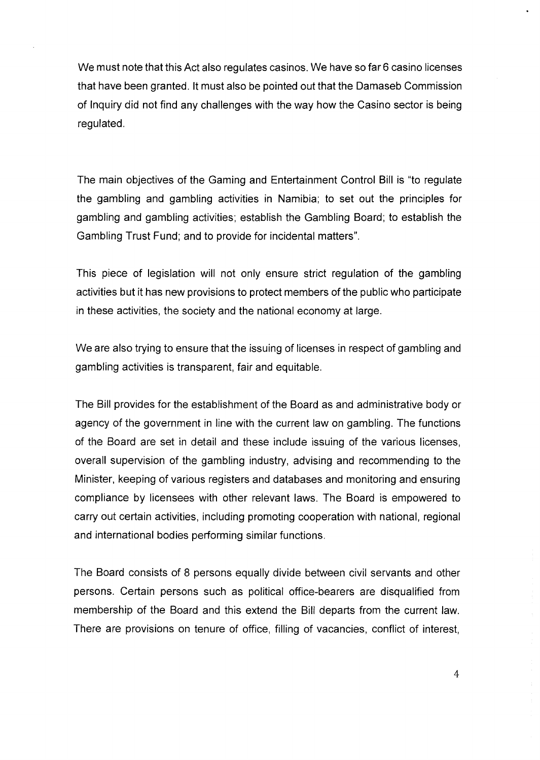We must note that this Act also regulates casinos. We have so far 6 casino licenses that have been granted. It must also be pointed out that the Damaseb Commission of Inquiry did not find any challenges with the way how the Casino sector is being regulated.

The main objectives of the Gaming and Entertainment Control Bill is "to regulate the gambling and gambling activities in Namibia; to set out the principles for gambling and gambling activities; establish the Gambling Board; to establish the Gambling Trust Fund; and to provide for incidental matters".

This piece of legislation will not only ensure strict regulation of the gambling activities but it has new provisions to protect members of the public who participate in these activities, the society and the national economy at large.

We are also trying to ensure that the issuing of licenses in respect of gambling and gambling activities is transparent, fair and equitable.

The Bill provides for the establishment of the Board as and administrative body or agency of the government in line with the current law on gambling. The functions of the Board are set in detail and these include issuing of the various licenses, overall supervision of the gambling industry, advising and recommending to the Minister, keeping of various registers and databases and monitoring and ensuring compliance by licensees with other relevant laws. The Board is empowered to carry out certain activities, including promoting cooperation with national, regional and international bodies performing similar functions.

The Board consists of 8 persons equally divide between civil servants and other persons. Certain persons such as political office-bearers are disqualified from membership of the Board and this extend the Bill departs from the current law. There are provisions on tenure of office, filling of vacancies, conflict of interest,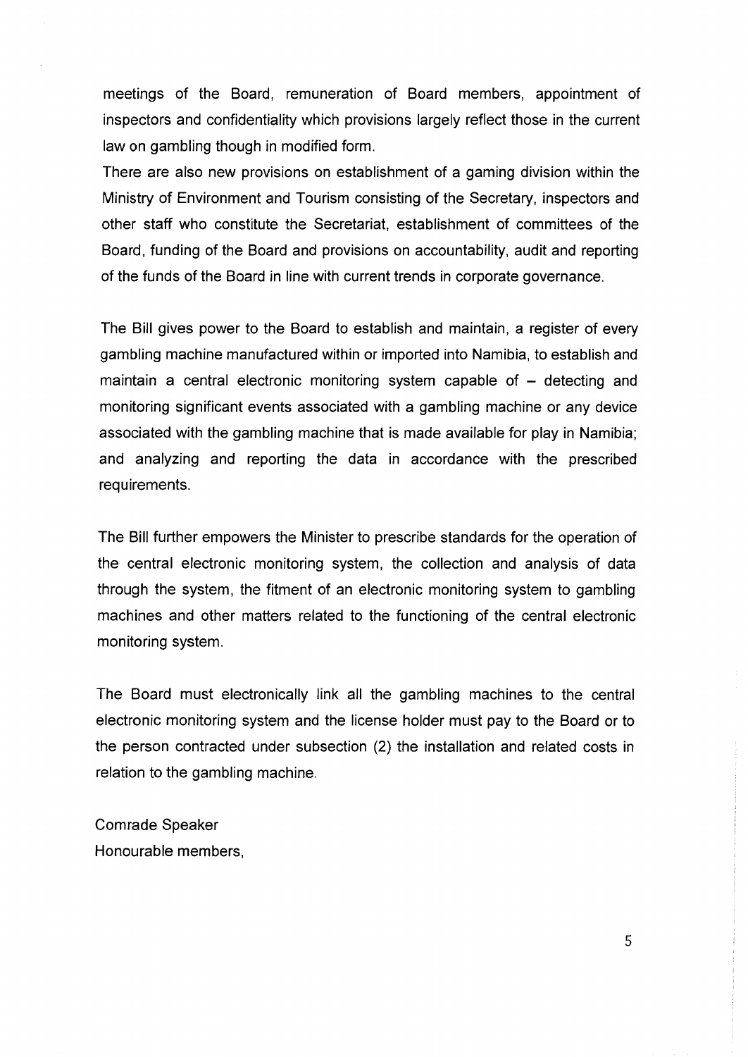meetings of the Board, remuneration of Board members, appointment of inspectors and confidentiality which provisions largely reflect those in the current law on gambling though in modified form.

There are also new provisions on establishment of a gaming division within the Ministry of Environment and Tourism consisting of the Secretary, inspectors and other staff who constitute the Secretariat, establishment of committees of the Board, funding of the Board and provisions on accountability, audit and reporting of the funds of the Board in line with current trends in corporate governance.

The Bill gives power to the Board to establish and maintain, a register of every gambling machine manufactured within or imported into Namibia, to establish and maintain a central electronic monitoring system capable of – detecting and monitoring significant events associated with a gambling machine or any device associated with the gambling machine that is made available for play in Namibia; and analyzing and reporting the data in accordance with the prescribed requirements.

The Bill further empowers the Minister to prescribe standards for the operation of the central electronic monitoring system, the collection and analysis of data through the system, the fitment of an electronic monitoring system to gambling machines and other matters related to the functioning of the central electronic monitoring system.

The Board must electronically link all the gambling machines to the central electronic monitoring system and the license holder must pay to the Board or to the person contracted under subsection (2) the installation and related costs in relation to the gambling machine.

Comrade Speaker
Honourable members,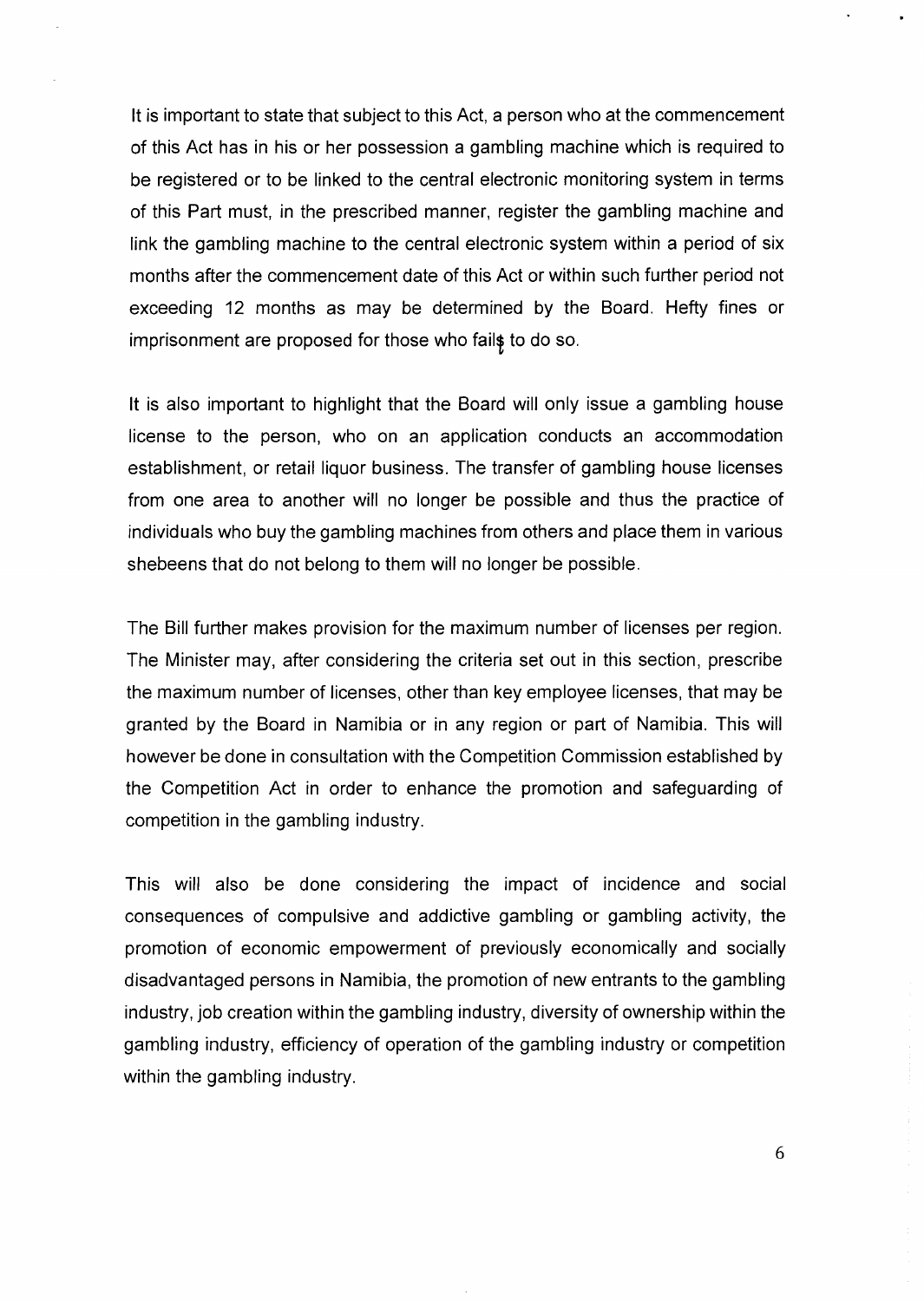It is important to state that subject to this Act, a person who at the commencement of this Act has in his or her possession a gambling machine which is required to be registered or to be linked to the central electronic monitoring system in terms of this Part must, in the prescribed manner, register the gambling machine and link the gambling machine to the central electronic system within a period of six months after the commencement date of this Act or within such further period not exceeding 12 months as may be determined by the Board. Hefty fines or imprisonment are proposed for those who fails to do so.

It is also important to highlight that the Board will only issue a gambling house license to the person, who on an application conducts an accommodation establishment, or retail liquor business. The transfer of gambling house licenses from one area to another will no longer be possible and thus the practice of individuals who buy the gambling machines from others and place them in various shebeens that do not belong to them will no longer be possible.

The Bill further makes provision for the maximum number of licenses per region. The Minister may, after considering the criteria set out in this section, prescribe the maximum number of licenses, other than key employee licenses, that may be granted by the Board in Namibia or in any region or part of Namibia. This will however be done in consultation with the Competition Commission established by the Competition Act in order to enhance the promotion and safeguarding of competition in the gambling industry.

This will also be done considering the impact of incidence and social consequences of compulsive and addictive gambling or gambling activity, the promotion of economic empowerment of previously economically and socially disadvantaged persons in Namibia, the promotion of new entrants to the gambling industry, job creation within the gambling industry, diversity of ownership within the gambling industry, efficiency of operation of the gambling industry or competition within the gambling industry.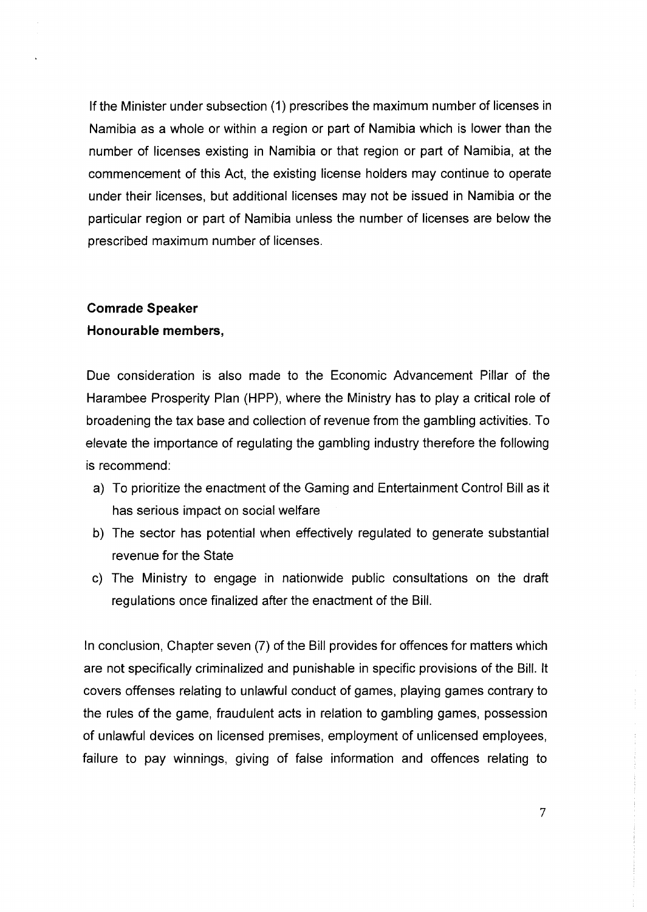If the Minister under subsection (1) prescribes the maximum number of licenses in Namibia as a whole or within a region or part of Namibia which is lower than the number of licenses existing in Namibia or that region or part of Namibia, at the commencement of this Act, the existing license holders may continue to operate under their licenses, but additional licenses may not be issued in Namibia or the particular region or part of Namibia unless the number of licenses are below the prescribed maximum number of licenses.

**Comrade Speaker**
**Honourable members,**

Due consideration is also made to the Economic Advancement Pillar of the Harambee Prosperity Plan (HPP), where the Ministry has to play a critical role of broadening the tax base and collection of revenue from the gambling activities. To elevate the importance of regulating the gambling industry therefore the following is recommend:

a) To prioritize the enactment of the Gaming and Entertainment Control Bill as it has serious impact on social welfare
b) The sector has potential when effectively regulated to generate substantial revenue for the State
c) The Ministry to engage in nationwide public consultations on the draft regulations once finalized after the enactment of the Bill.

In conclusion, Chapter seven (7) of the Bill provides for offences for matters which are not specifically criminalized and punishable in specific provisions of the Bill. It covers offenses relating to unlawful conduct of games, playing games contrary to the rules of the game, fraudulent acts in relation to gambling games, possession of unlawful devices on licensed premises, employment of unlicensed employees, failure to pay winnings, giving of false information and offences relating to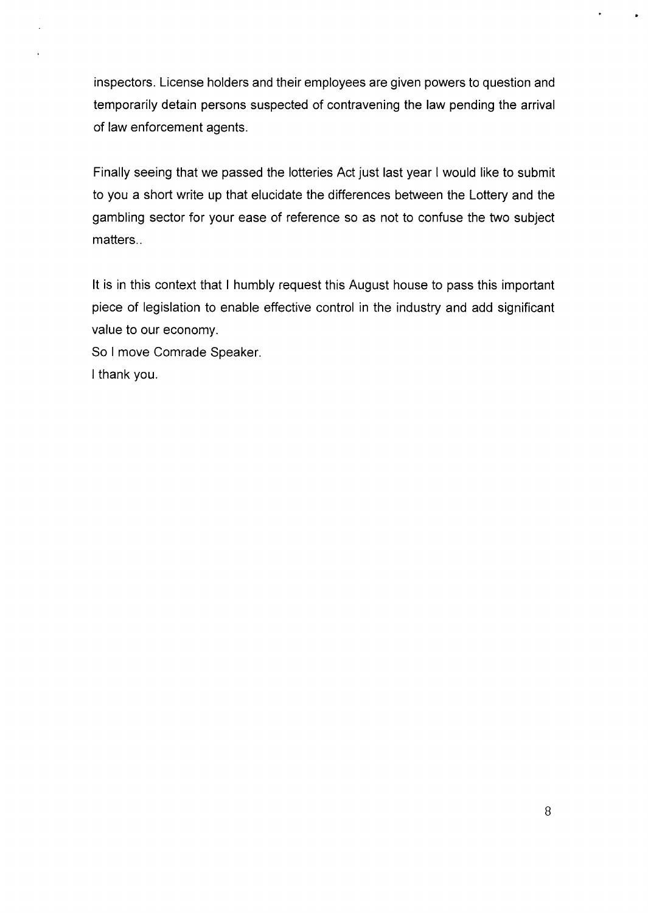inspectors. License holders and their employees are given powers to question and temporarily detain persons suspected of contravening the law pending the arrival of law enforcement agents.

Finally seeing that we passed the lotteries Act just last year I would like to submit to you a short write up that elucidate the differences between the Lottery and the gambling sector for your ease of reference so as not to confuse the two subject matters..

It is in this context that I humbly request this August house to pass this important piece of legislation to enable effective control in the industry and add significant value to our economy.

So I move Comrade Speaker.

I thank you.